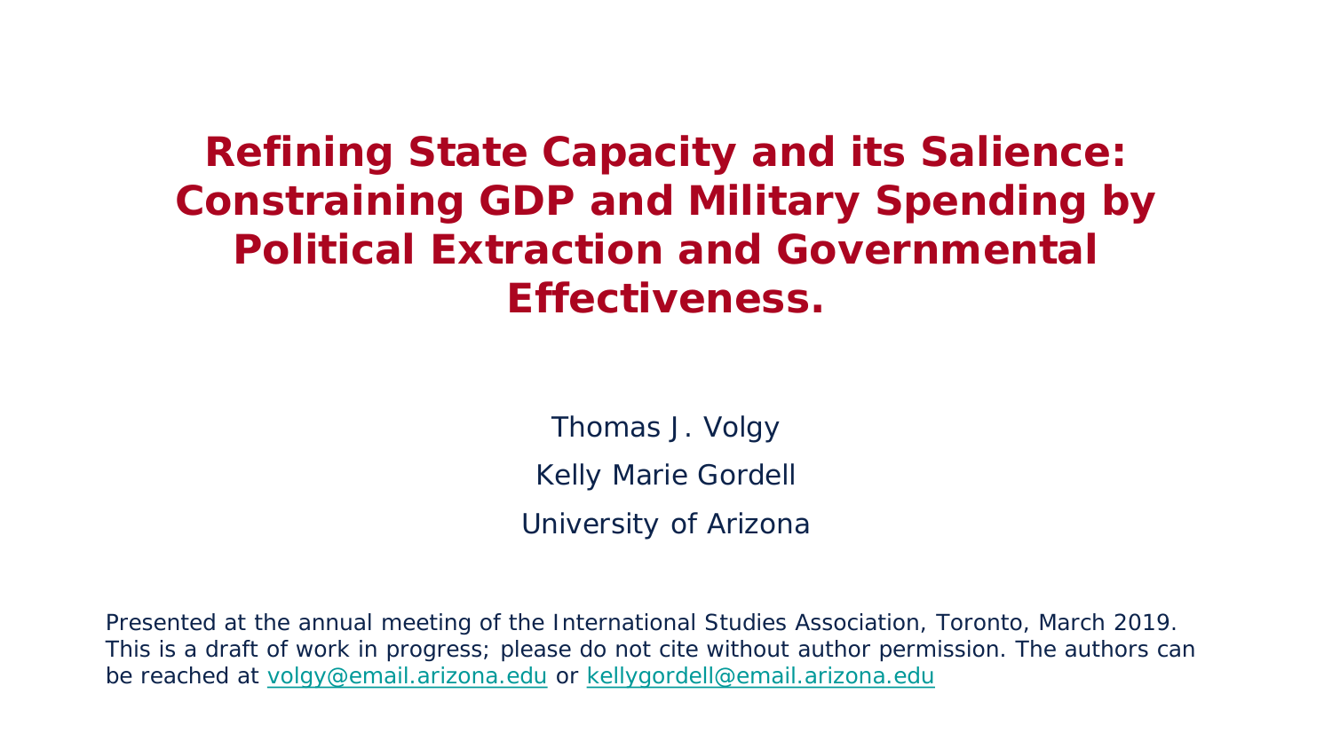# Refining State Capacity and its Salience: Constraining GDP and Military Spending by Political Extraction and Governmental Effectiveness.

Thomas J. Volgy

Kelly Marie Gordell

University of Arizona

Presented at the annual meeting of the International Studies Association, Toronto, March 2019. This is a draft of work in progress; please do not cite without author permission. The authors can be reached at volgy@email.arizona.edu or kellygordell@email.arizona.edu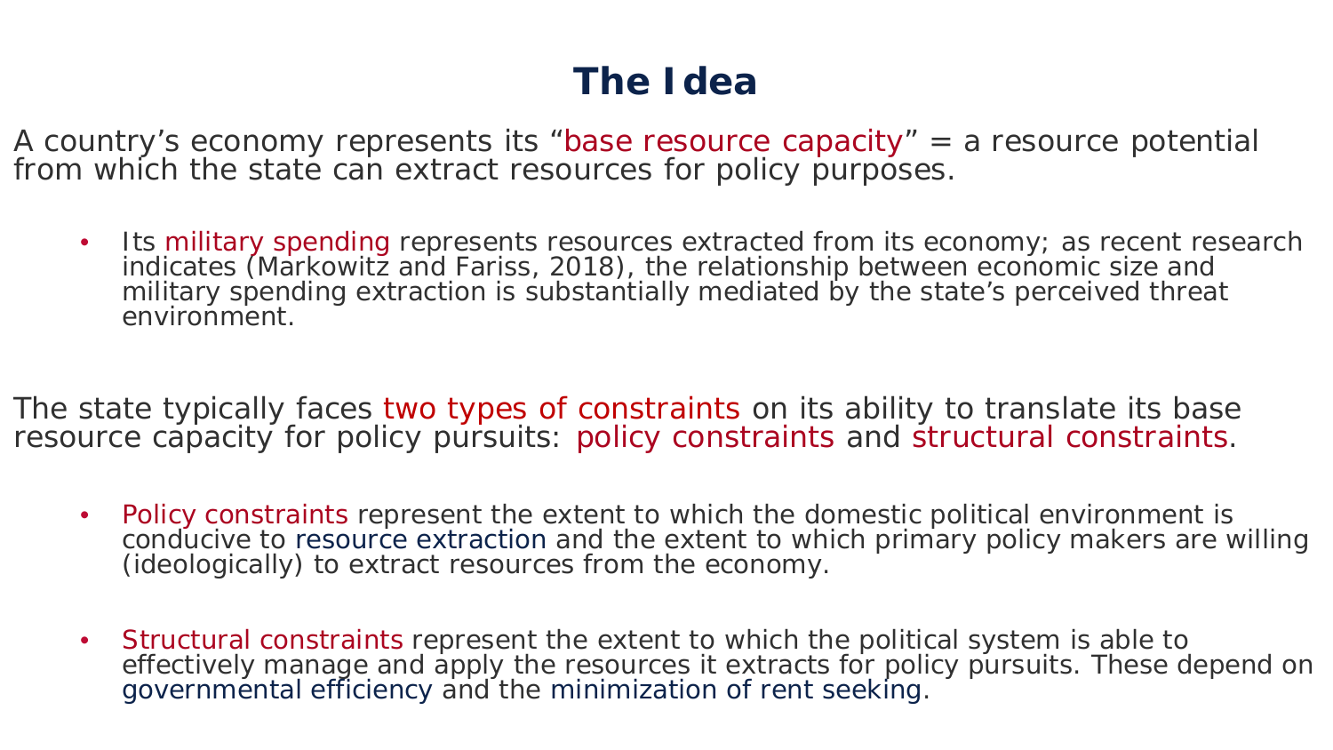# The Idea

A country's economy represents its "base resource capacity" = a resource potential from which the state can extract resources for policy purposes.

- Its military spending represents resources extracted from its economy; as recent research indicates (Markowitz and Fariss, 2018), the relationship between economic size and military spending extraction is substantially mediated by the state's perceived threat environment.

The state typically faces two types of constraints on its ability to translate its base resource capacity for policy pursuits: policy constraints and structural constraints.

- Policy constraints represent the extent to which the domestic political environment is conducive to resource extraction and the extent to which primary policy makers are willing (ideologically) to extract resources from the economy.

- Structural constraints represent the extent to which the political system is able to effectively manage and apply the resources it extracts for policy pursuits. These depend on governmental efficiency and the minimization of rent seeking.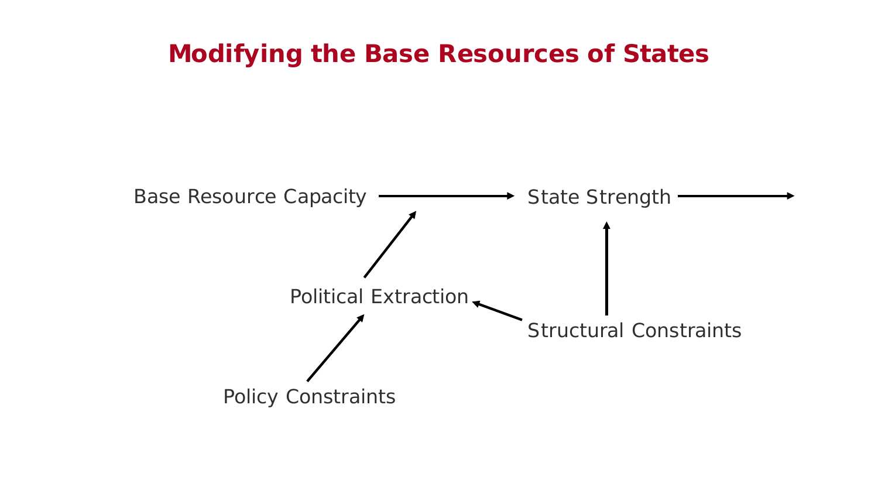# Modifying the Base Resources of States

Base Resource Capacity → State Strength →

Political Extraction

Structural Constraints

Policy Constraints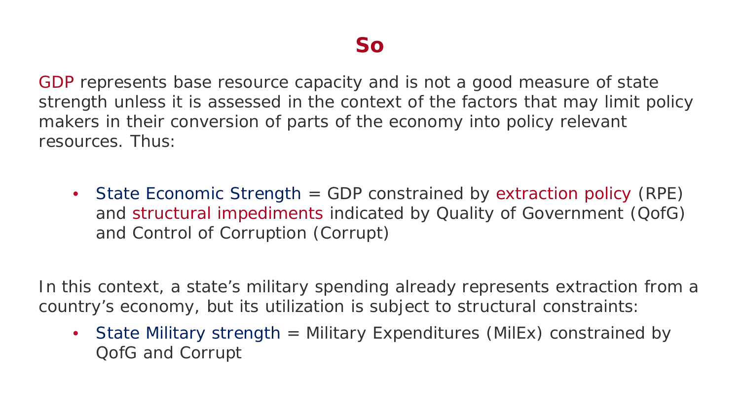# So

GDP represents base resource capacity and is not a good measure of state strength unless it is assessed in the context of the factors that may limit policy makers in their conversion of parts of the economy into policy relevant resources. Thus:

- State Economic Strength = GDP constrained by extraction policy (RPE) and structural impediments indicated by Quality of Government (QofG) and Control of Corruption (Corrupt)

In this context, a state's military spending already represents extraction from a country's economy, but its utilization is subject to structural constraints:

- State Military strength = Military Expenditures (MilEx) constrained by QofG and Corrupt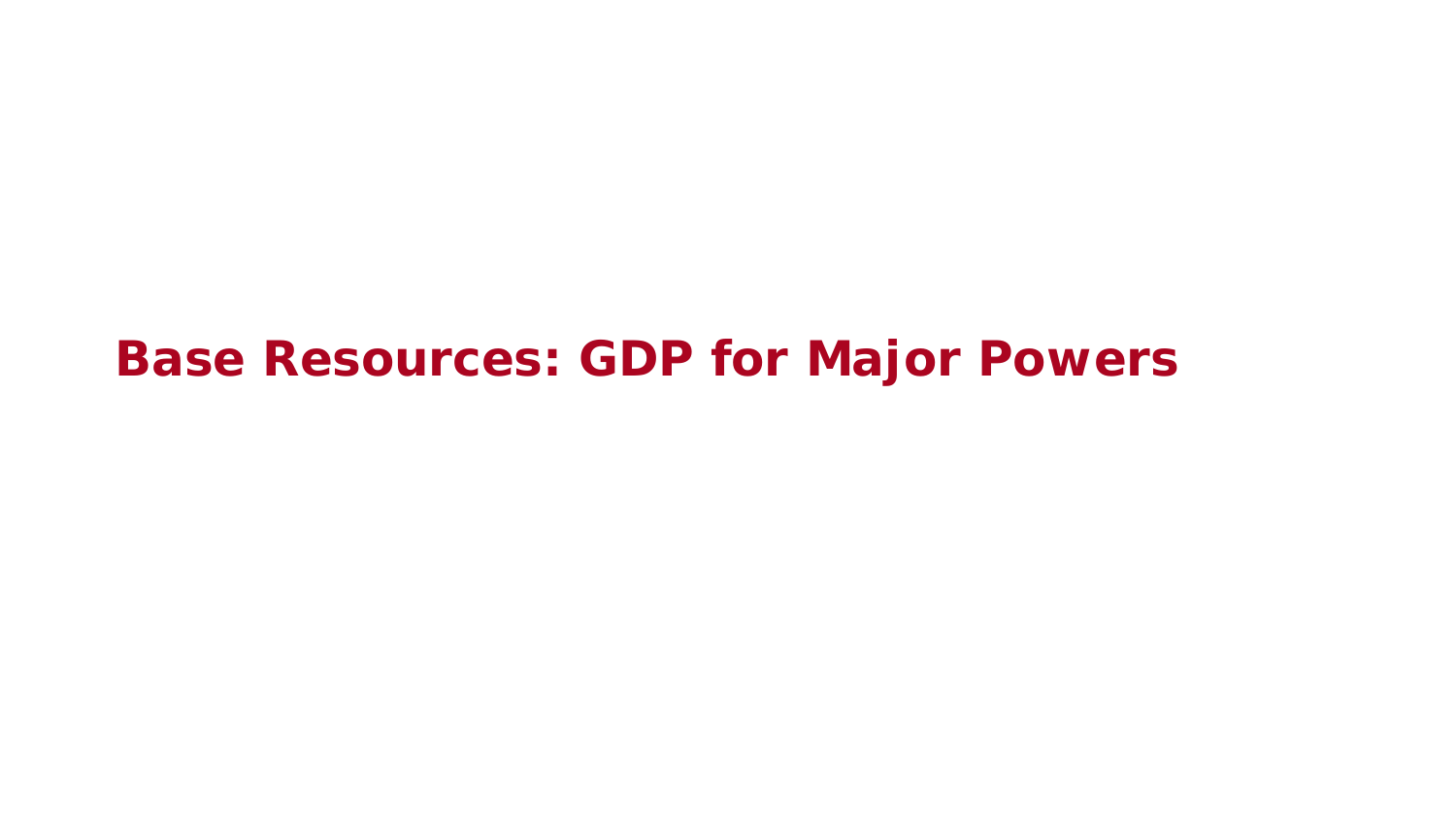# Base Resources: GDP for Major Powers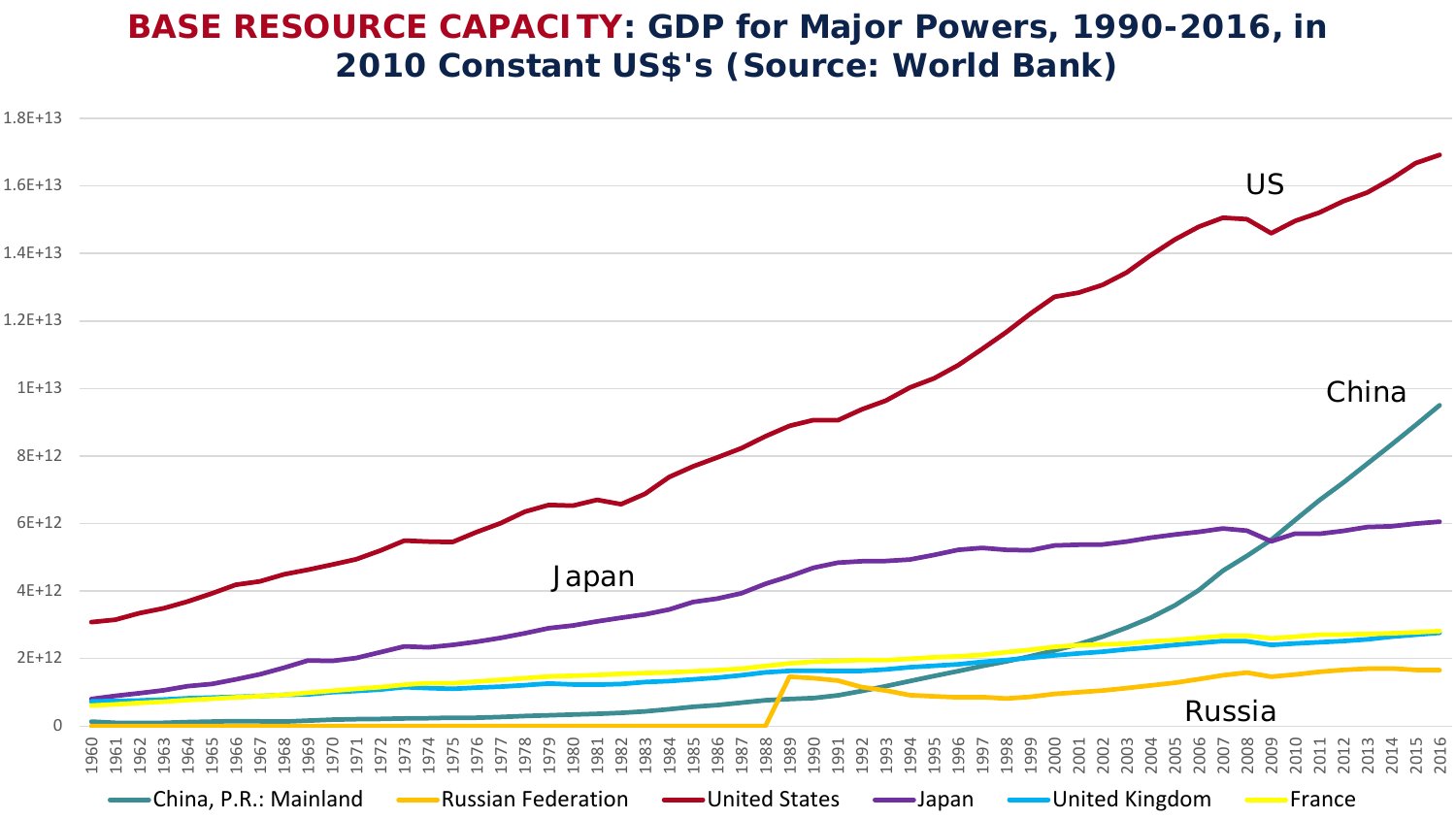# BASE RESOURCE CAPACITY: GDP for Major Powers, 1990-2016, in 2010 Constant US$'s (Source: World Bank)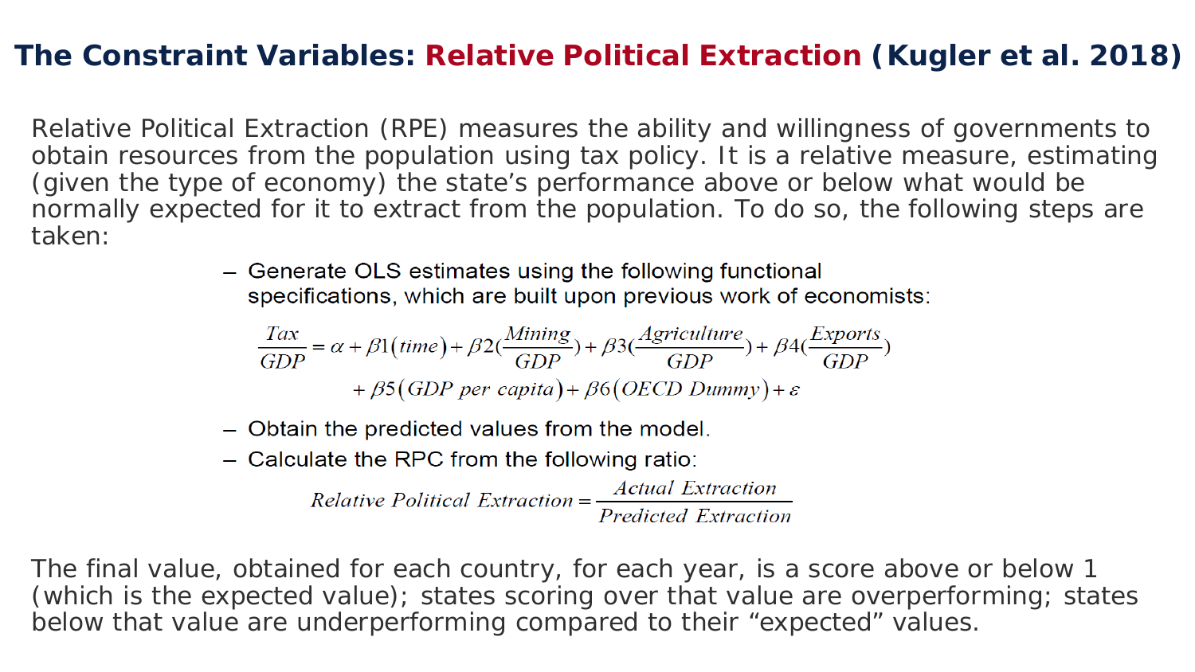# The Constraint Variables: Relative Political Extraction (Kugler et al. 2018)

Relative Political Extraction (RPE) measures the ability and willingness of governments to obtain resources from the population using tax policy. It is a relative measure, estimating (given the type of economy) the state's performance above or below what would be normally expected for it to extract from the population. To do so, the following steps are taken:

- Generate OLS estimates using the following functional specifications, which are built upon previous work of economists:

$$\frac{Tax}{GDP} = \alpha + \beta 1(time) + \beta 2(\frac{Mining}{GDP}) + \beta 3(\frac{Agriculture}{GDP}) + \beta 4(\frac{Exports}{GDP}) + \beta 5(GDP\ per\ capita) + \beta 6(OECD\ Dummy) + \varepsilon$$

- Obtain the predicted values from the model.
- Calculate the RPC from the following ratio:

$$Relative\ Political\ Extraction = \frac{Actual\ Extraction}{Predicted\ Extraction}$$

The final value, obtained for each country, for each year, is a score above or below 1 (which is the expected value); states scoring over that value are overperforming; states below that value are underperforming compared to their "expected" values.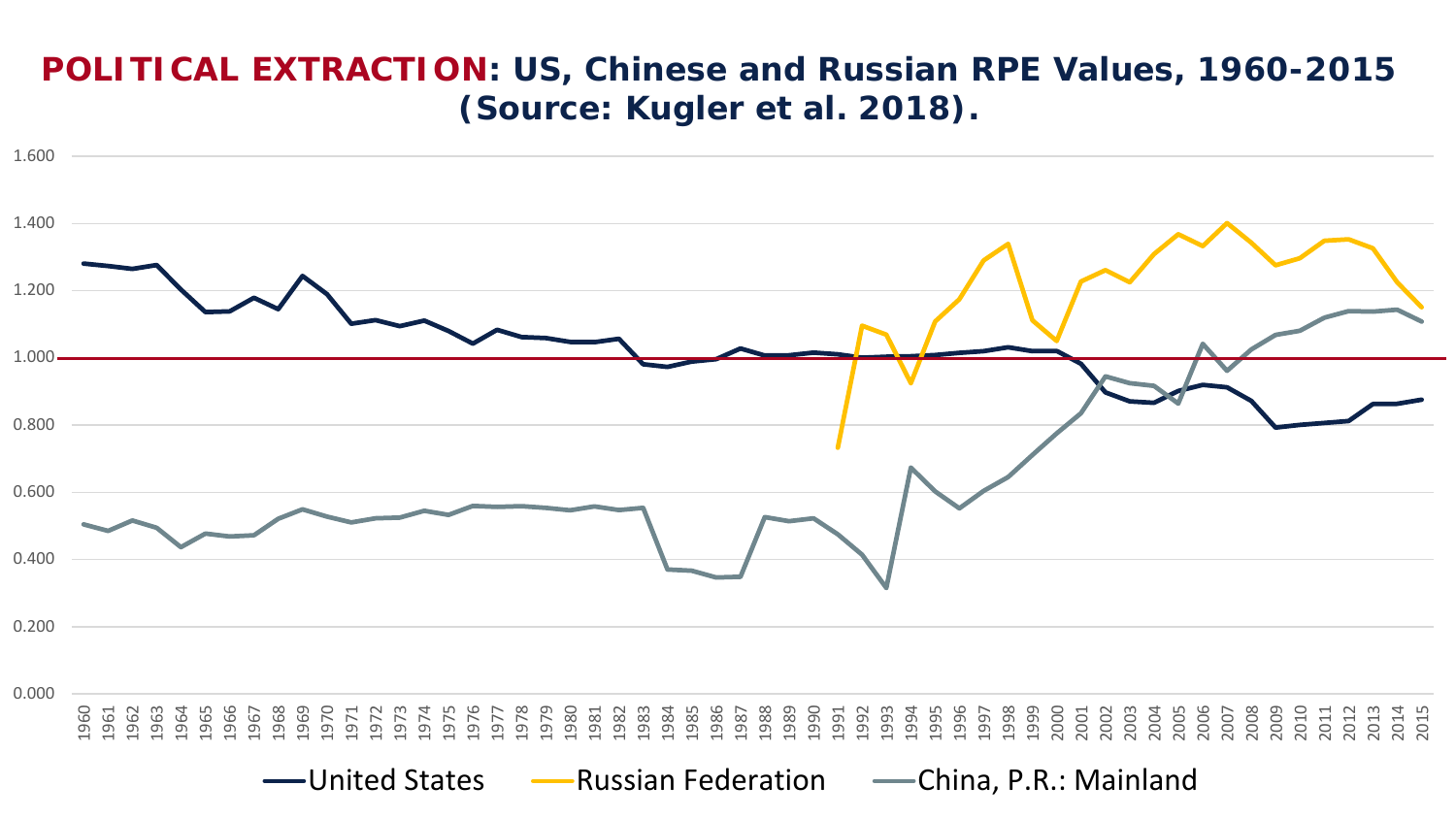# POLITICAL EXTRACTION: US, Chinese and Russian RPE Values, 1960-2015 (Source: Kugler et al. 2018).

Y-axis: 0.000, 0.200, 0.400, 0.600, 0.800, 1.000, 1.200, 1.400, 1.600

X-axis: 1960–2015

Legend: United States; Russian Federation; China, P.R.: Mainland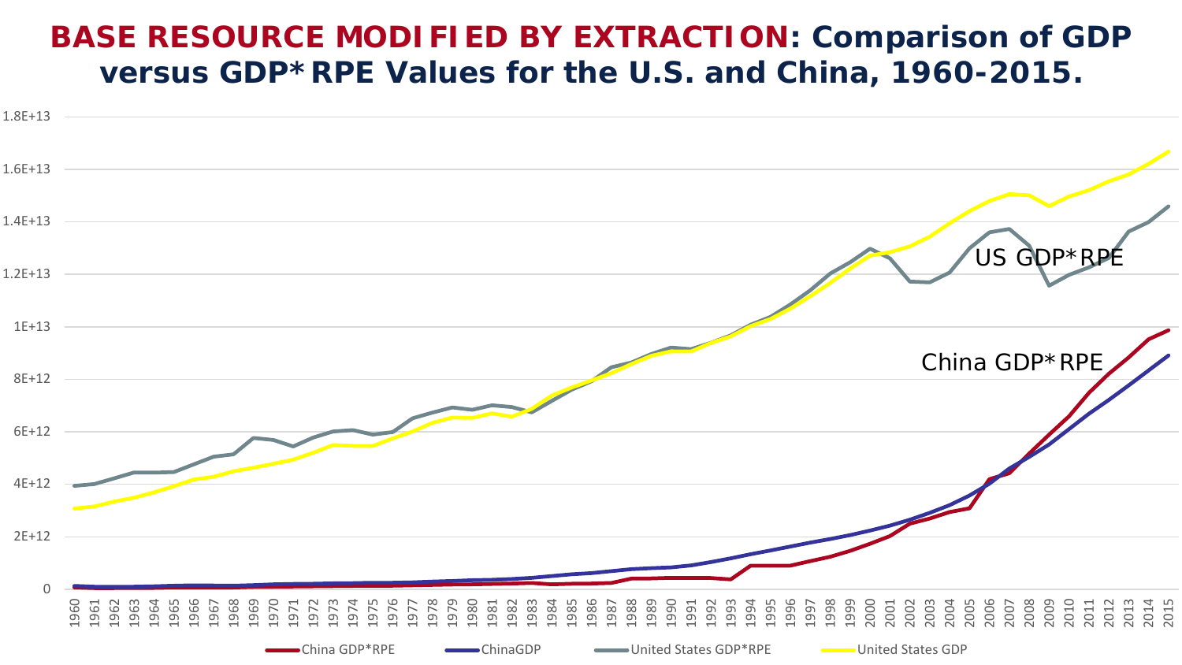# BASE RESOURCE MODIFIED BY EXTRACTION: Comparison of GDP versus GDP*RPE Values for the U.S. and China, 1960-2015.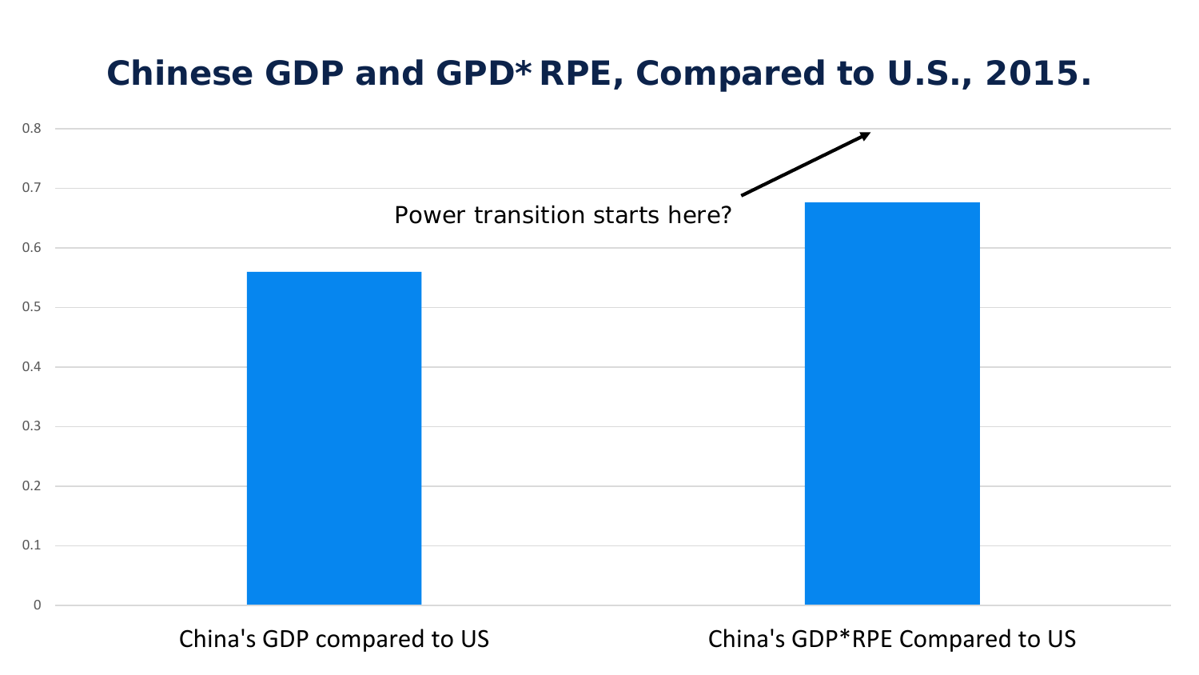# Chinese GDP and GPD* RPE, Compared to U.S., 2015.

| | Value |
|---|---|
| China's GDP compared to US | ~0.56 |
| China's GDP*RPE Compared to US | ~0.68 |

Power transition starts here?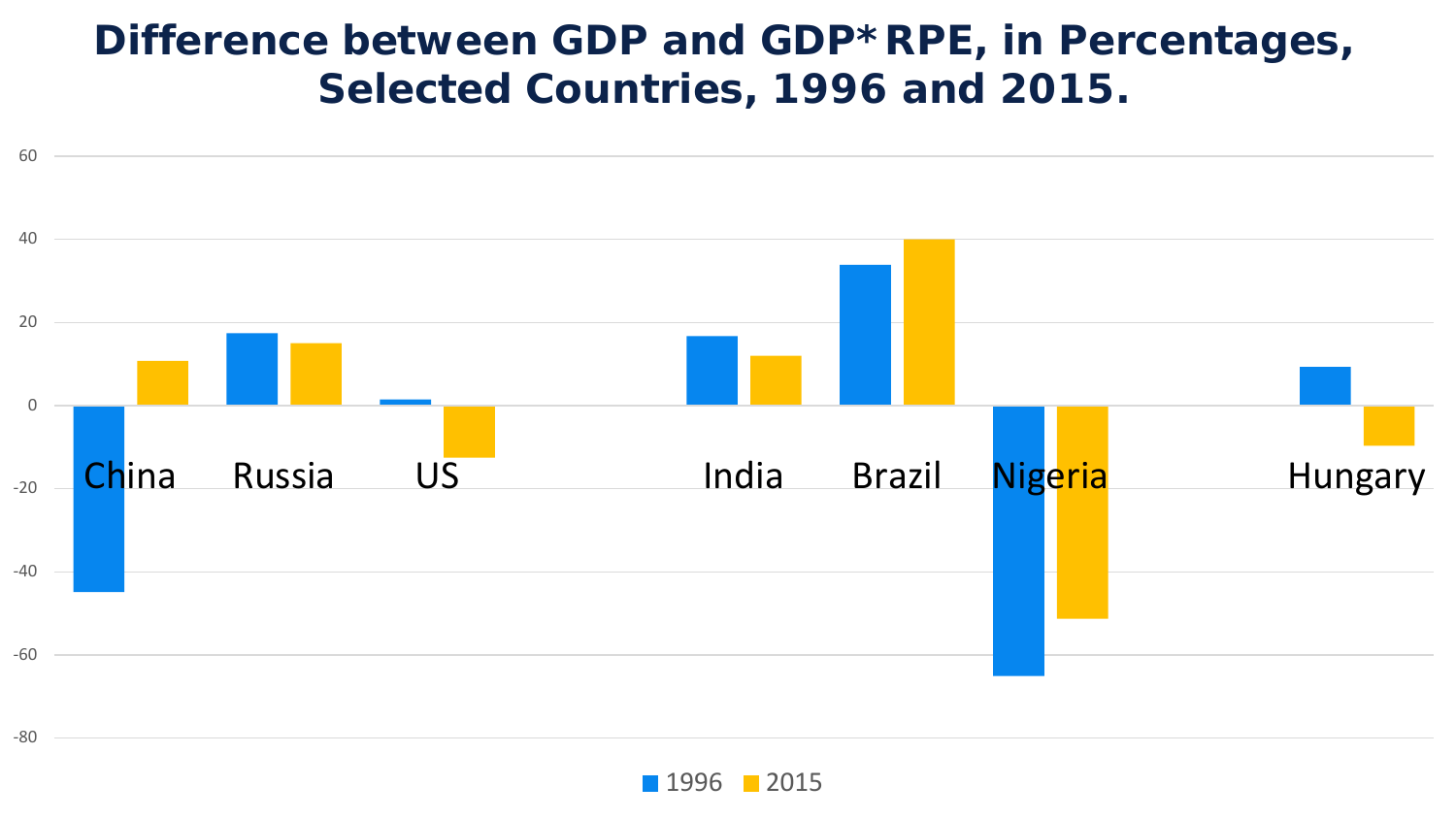# Difference between GDP and GDP* RPE, in Percentages, Selected Countries, 1996 and 2015.

60

40

20

0

-20

-40

-60

-80

China Russia US India Brazil Nigeria Hungary

1996 2015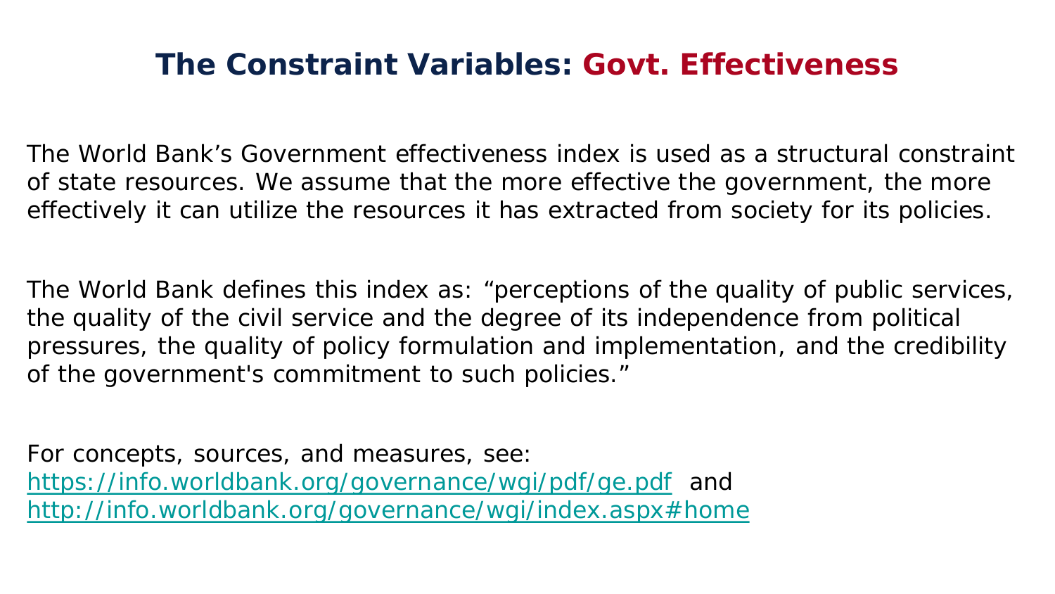# The Constraint Variables: Govt. Effectiveness

The World Bank's Government effectiveness index is used as a structural constraint of state resources. We assume that the more effective the government, the more effectively it can utilize the resources it has extracted from society for its policies.

The World Bank defines this index as: "perceptions of the quality of public services, the quality of the civil service and the degree of its independence from political pressures, the quality of policy formulation and implementation, and the credibility of the government's commitment to such policies."

For concepts, sources, and measures, see:
[https://info.worldbank.org/governance/wgi/pdf/ge.pdf](https://info.worldbank.org/governance/wgi/pdf/ge.pdf) and
[http://info.worldbank.org/governance/wgi/index.aspx#home](http://info.worldbank.org/governance/wgi/index.aspx#home)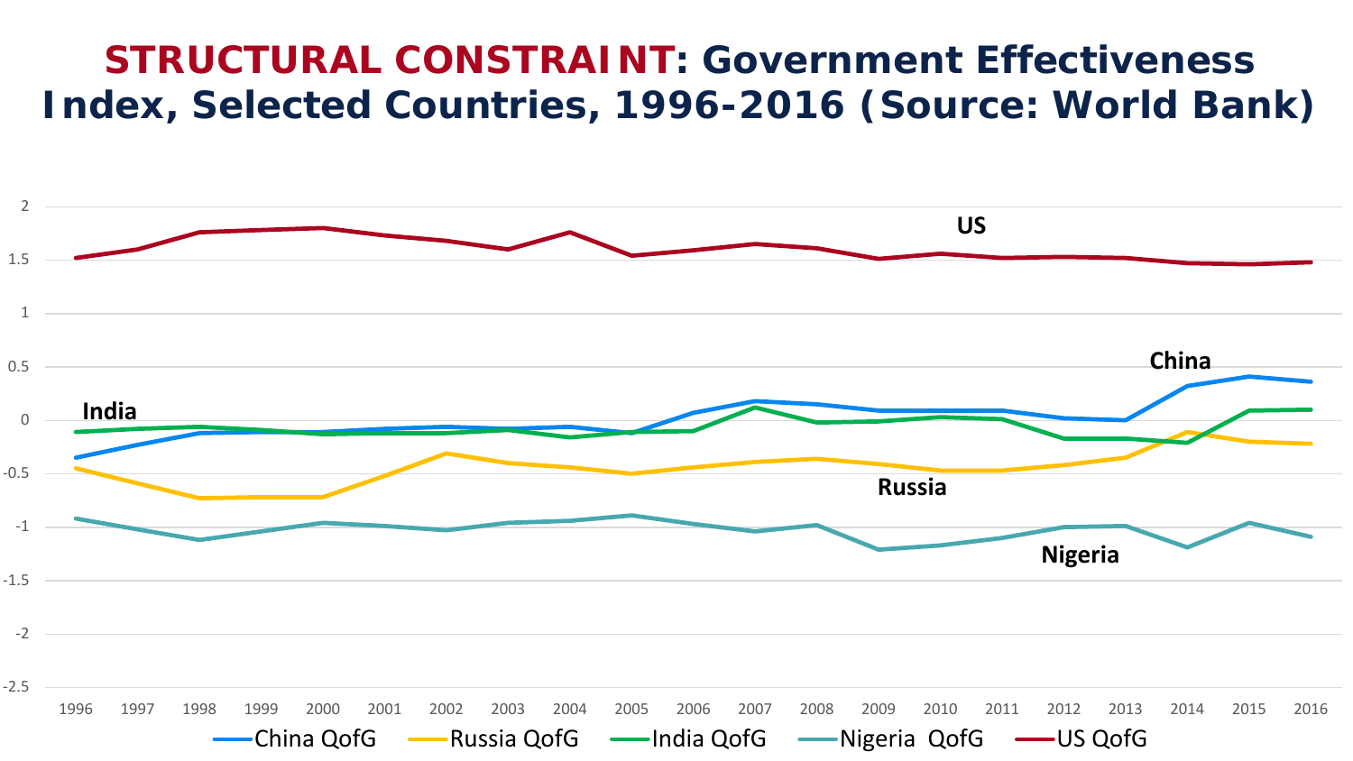# **STRUCTURAL CONSTRAINT**: Government Effectiveness Index, Selected Countries, 1996-2016 (Source: World Bank)

US

China

India

Russia

Nigeria

2
1.5
1
0.5
0
-0.5
-1
-1.5
-2
-2.5

1996 1997 1998 1999 2000 2001 2002 2003 2004 2005 2006 2007 2008 2009 2010 2011 2012 2013 2014 2015 2016

China QofG — Russia QofG — India QofG — Nigeria QofG — US QofG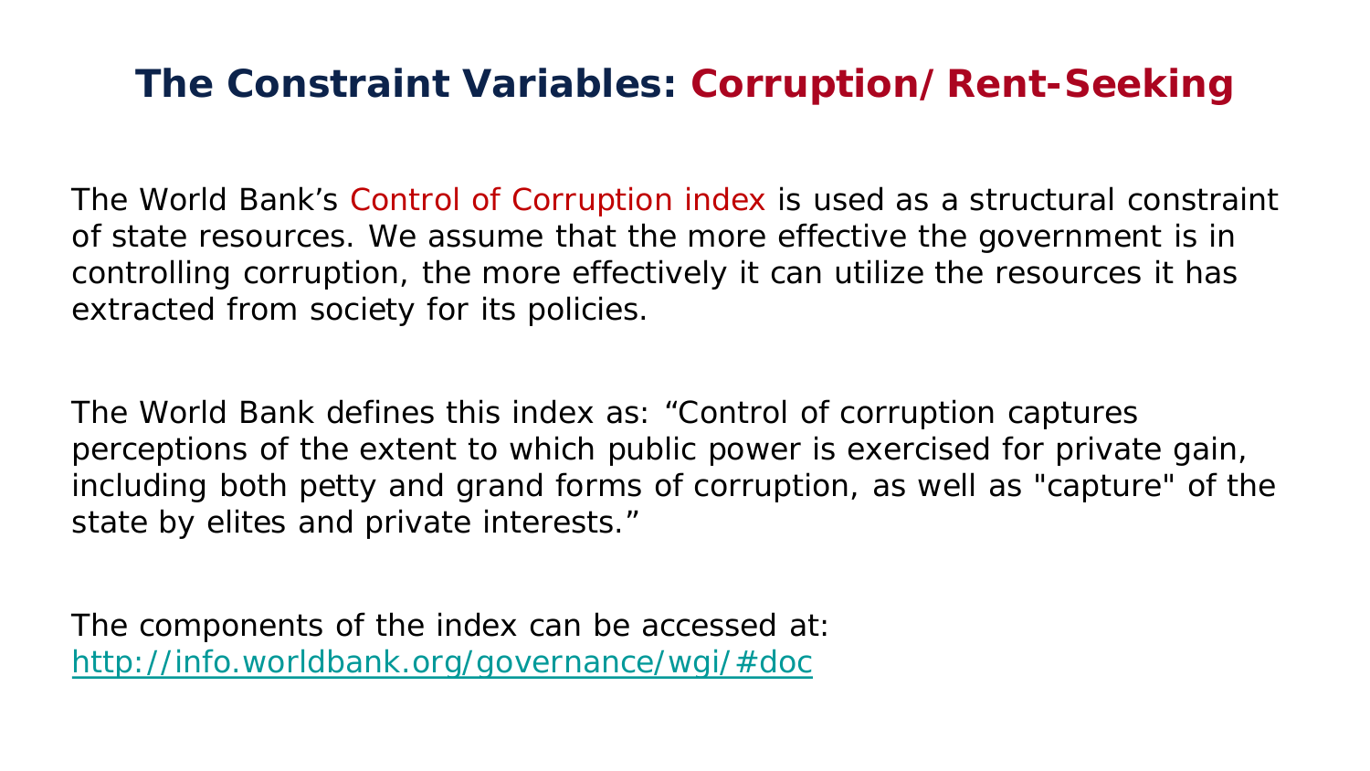# The Constraint Variables: Corruption/ Rent-Seeking

The World Bank's Control of Corruption index is used as a structural constraint of state resources. We assume that the more effective the government is in controlling corruption, the more effectively it can utilize the resources it has extracted from society for its policies.

The World Bank defines this index as: "Control of corruption captures perceptions of the extent to which public power is exercised for private gain, including both petty and grand forms of corruption, as well as "capture" of the state by elites and private interests."

The components of the index can be accessed at: http://info.worldbank.org/governance/wgi/#doc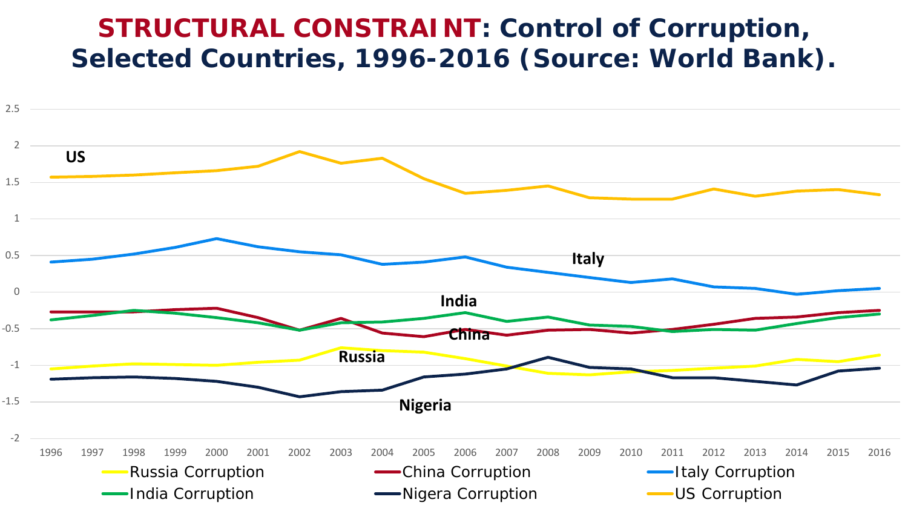# STRUCTURAL CONSTRAINT: Control of Corruption, Selected Countries, 1996-2016 (Source: World Bank).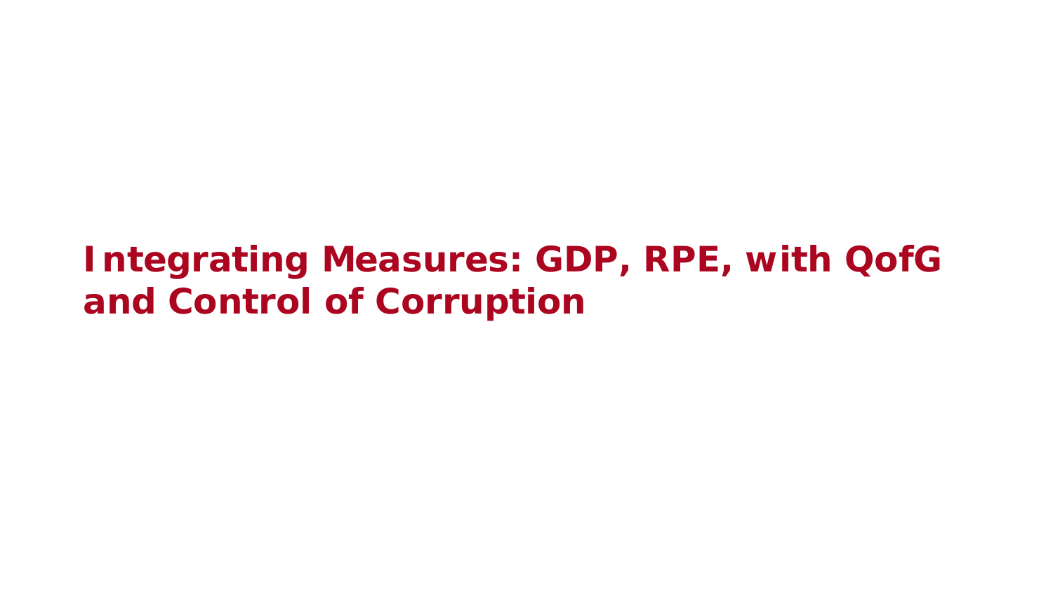# Integrating Measures: GDP, RPE, with QofG and Control of Corruption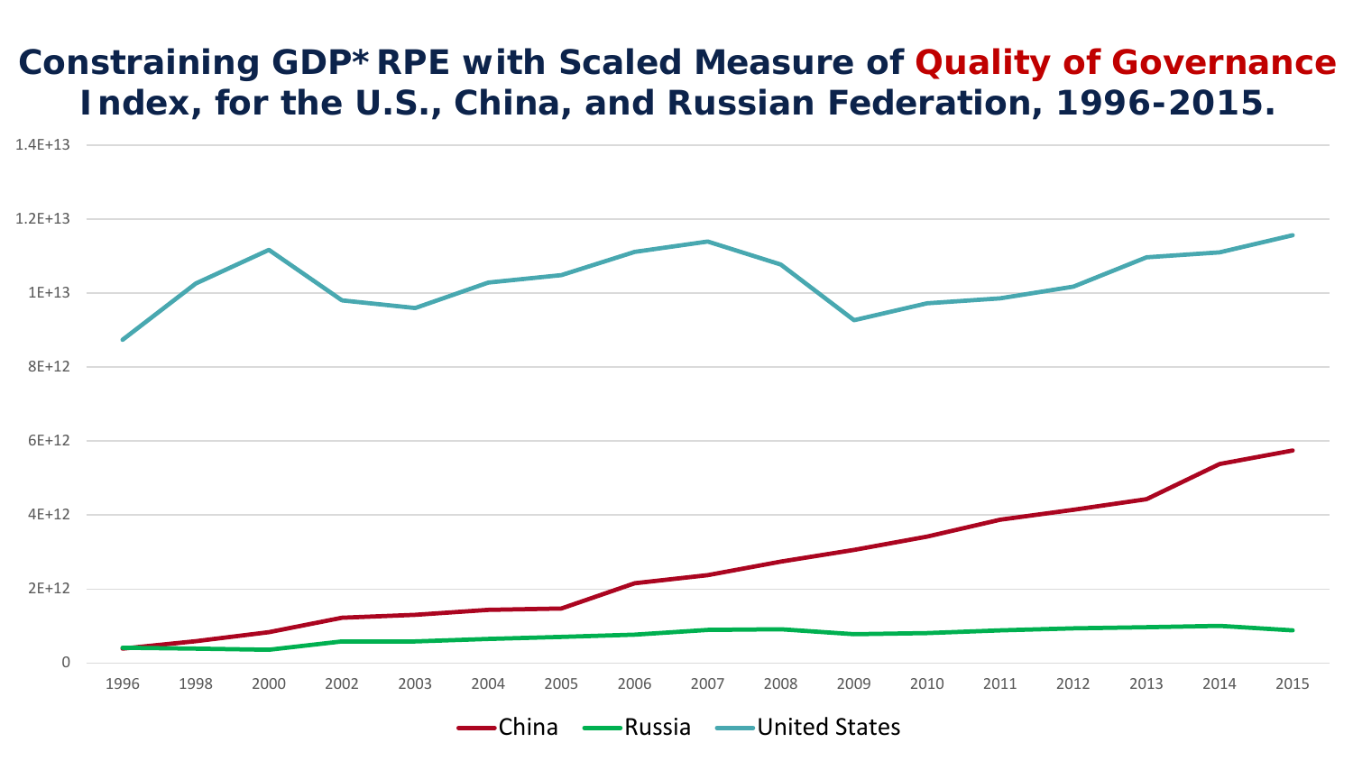# Constraining GDP* RPE with Scaled Measure of Quality of Governance Index, for the U.S., China, and Russian Federation, 1996-2015.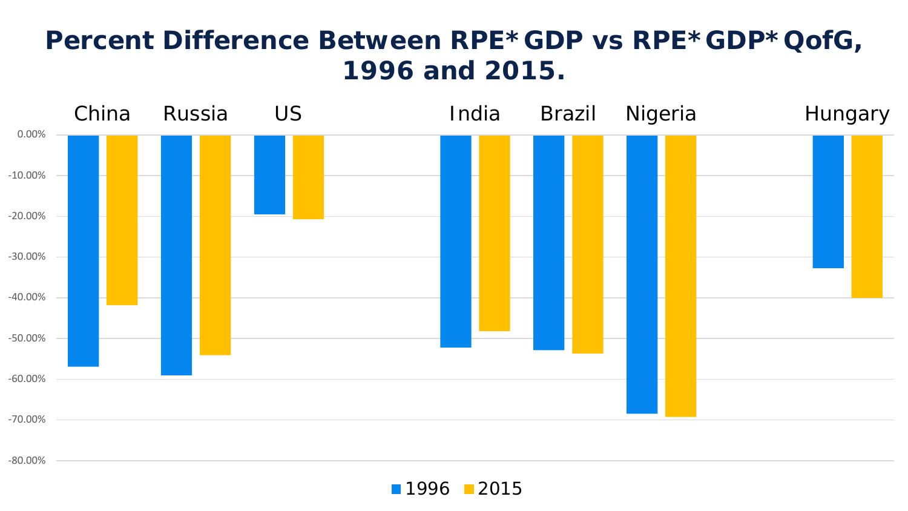# Percent Difference Between RPE* GDP vs RPE* GDP* QofG, 1996 and 2015.

China Russia US India Brazil Nigeria Hungary

0.00%
-10.00%
-20.00%
-30.00%
-40.00%
-50.00%
-60.00%
-70.00%
-80.00%

1996 2015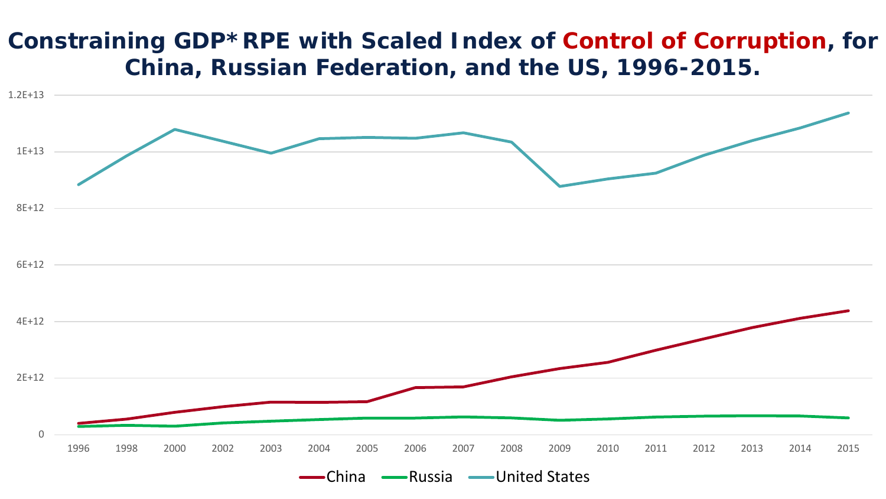# Constraining GDP* RPE with Scaled Index of Control of Corruption, for China, Russian Federation, and the US, 1996-2015.

1.2E+13

1E+13

8E+12

6E+12

4E+12

2E+12

0

1996 1998 2000 2002 2003 2004 2005 2006 2007 2008 2009 2010 2011 2012 2013 2014 2015

China Russia United States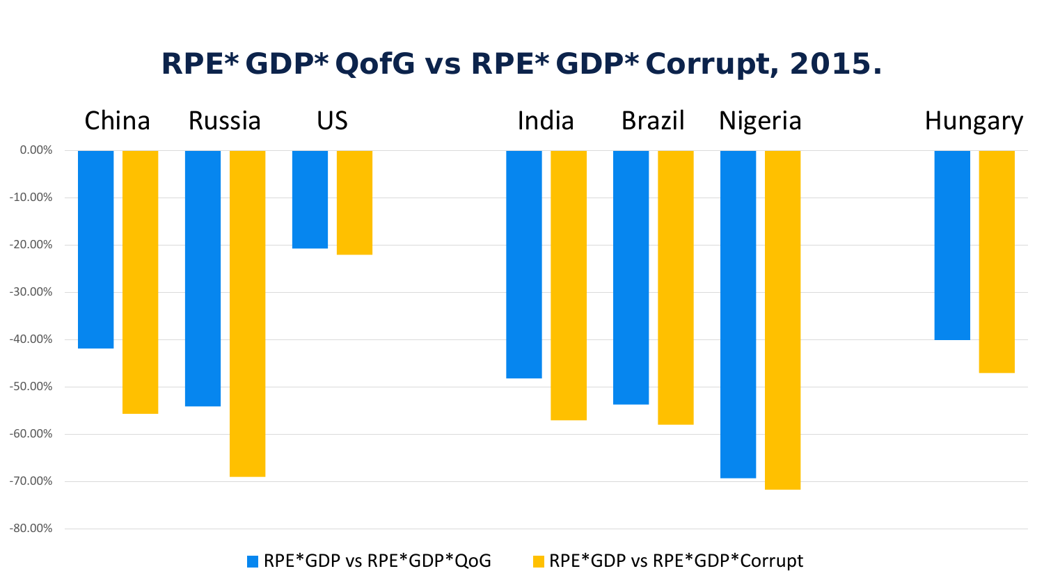# RPE* GDP* QofG vs RPE* GDP* Corrupt, 2015.

| | China | Russia | US | India | Brazil | Nigeria | Hungary |
|---|---|---|---|---|---|---|---|
| RPE*GDP vs RPE*GDP*QoG | | | | | | | |
| RPE*GDP vs RPE*GDP*Corrupt | | | | | | | |

Axis: 0.00%, -10.00%, -20.00%, -30.00%, -40.00%, -50.00%, -60.00%, -70.00%, -80.00%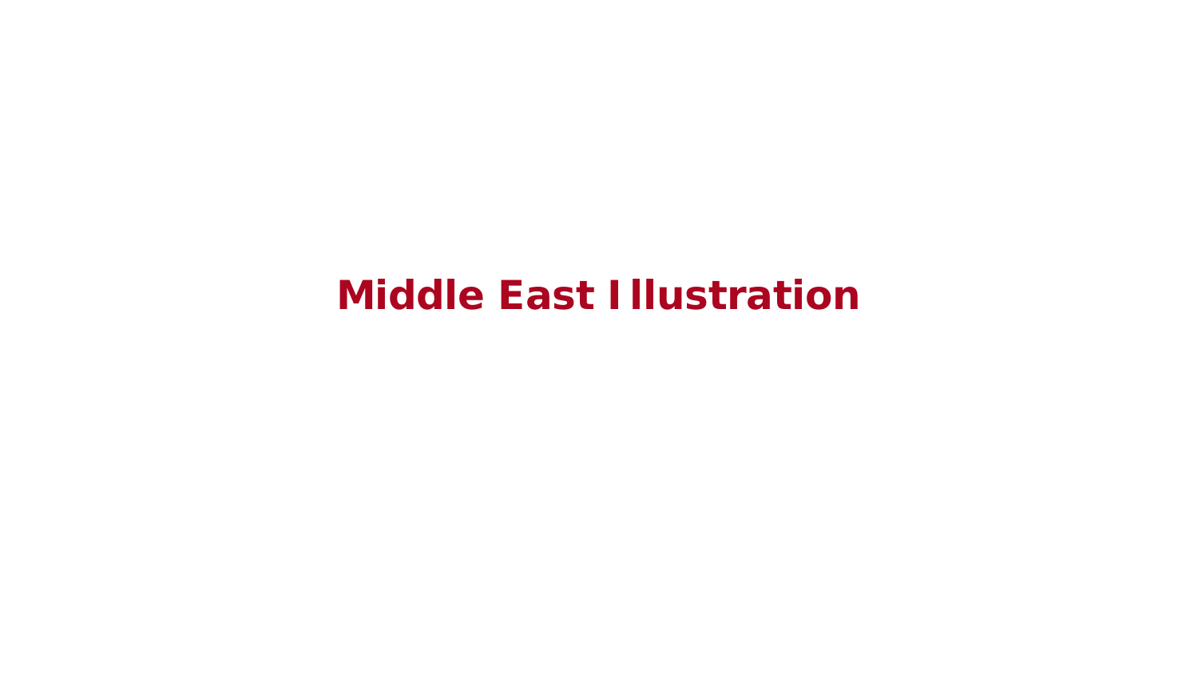# Middle East Illustration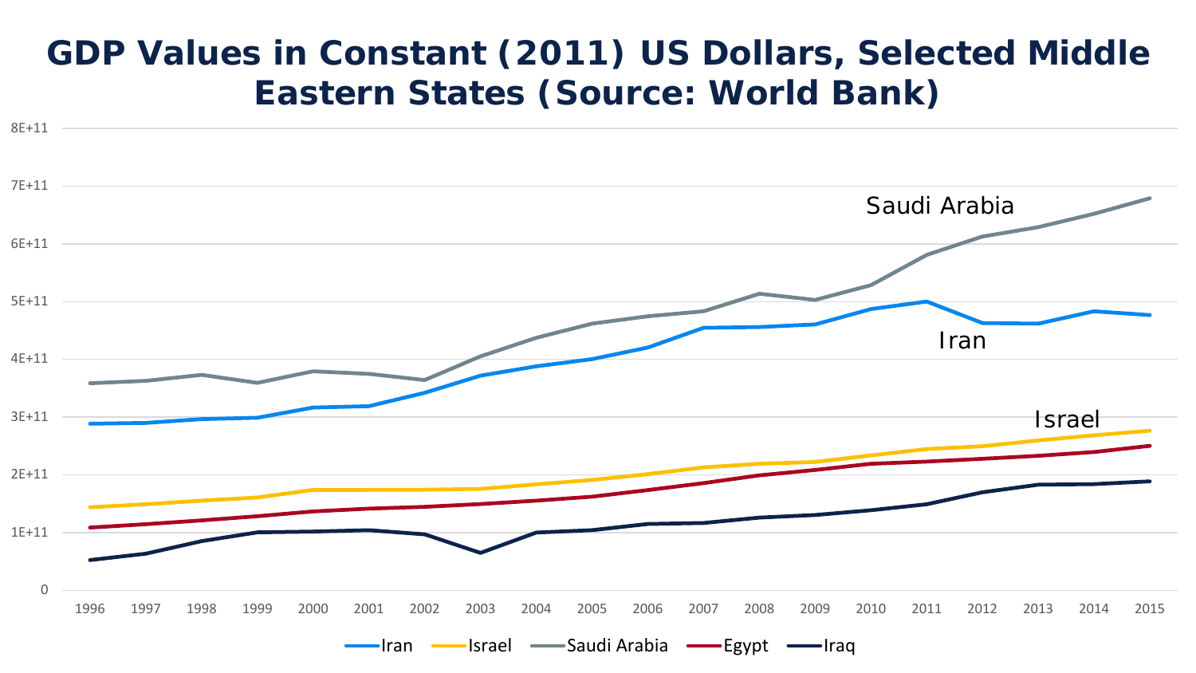# GDP Values in Constant (2011) US Dollars, Selected Middle Eastern States (Source: World Bank)

8E+11

7E+11

6E+11

5E+11

4E+11

3E+11

2E+11

1E+11

0

1996 1997 1998 1999 2000 2001 2002 2003 2004 2005 2006 2007 2008 2009 2010 2011 2012 2013 2014 2015

Saudi Arabia

Iran

Israel

Iran, Israel, Saudi Arabia, Egypt, Iraq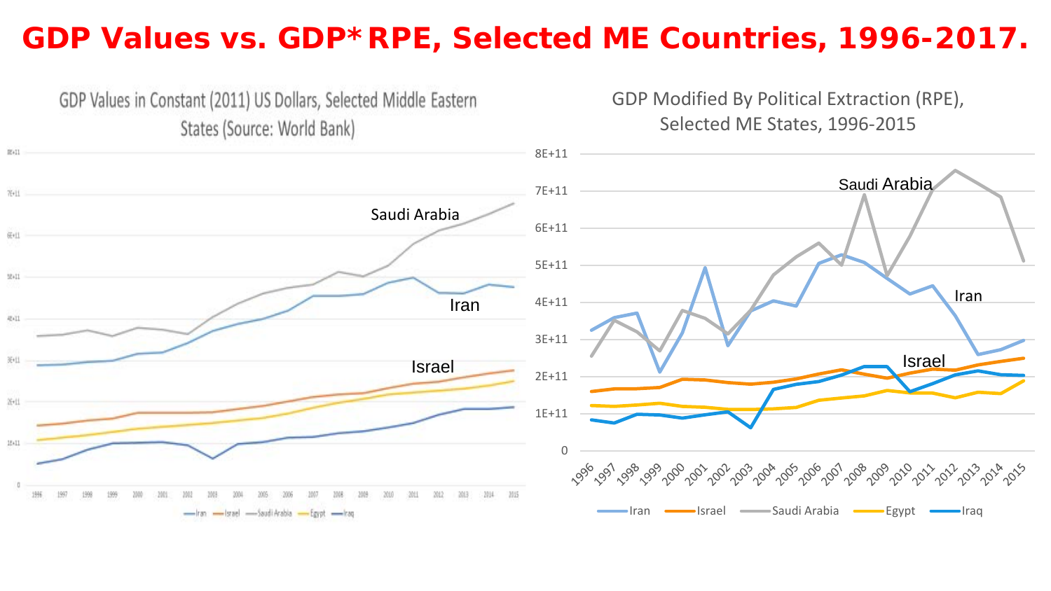# GDP Values vs. GDP*RPE, Selected ME Countries, 1996-2017.

GDP Values in Constant (2011) US Dollars, Selected Middle Eastern States (Source: World Bank)

GDP Modified By Political Extraction (RPE), Selected ME States, 1996-2015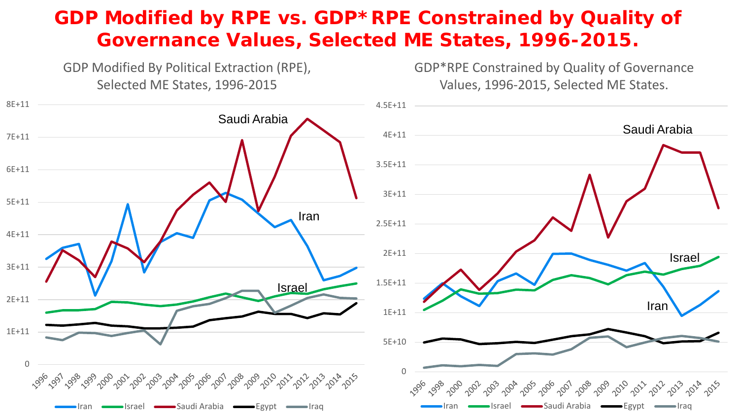# GDP Modified by RPE vs. GDP* RPE Constrained by Quality of Governance Values, Selected ME States, 1996-2015.

GDP Modified By Political Extraction (RPE), Selected ME States, 1996-2015

GDP*RPE Constrained by Quality of Governance Values, 1996-2015, Selected ME States.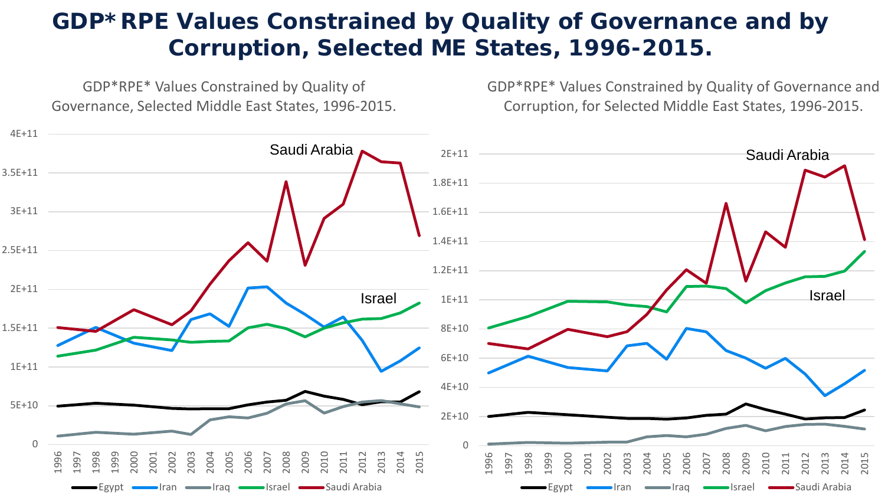# GDP* RPE Values Constrained by Quality of Governance and by Corruption, Selected ME States, 1996-2015.

GDP*RPE* Values Constrained by Quality of Governance, Selected Middle East States, 1996-2015.

GDP*RPE* Values Constrained by Quality of Governance and Corruption, for Selected Middle East States, 1996-2015.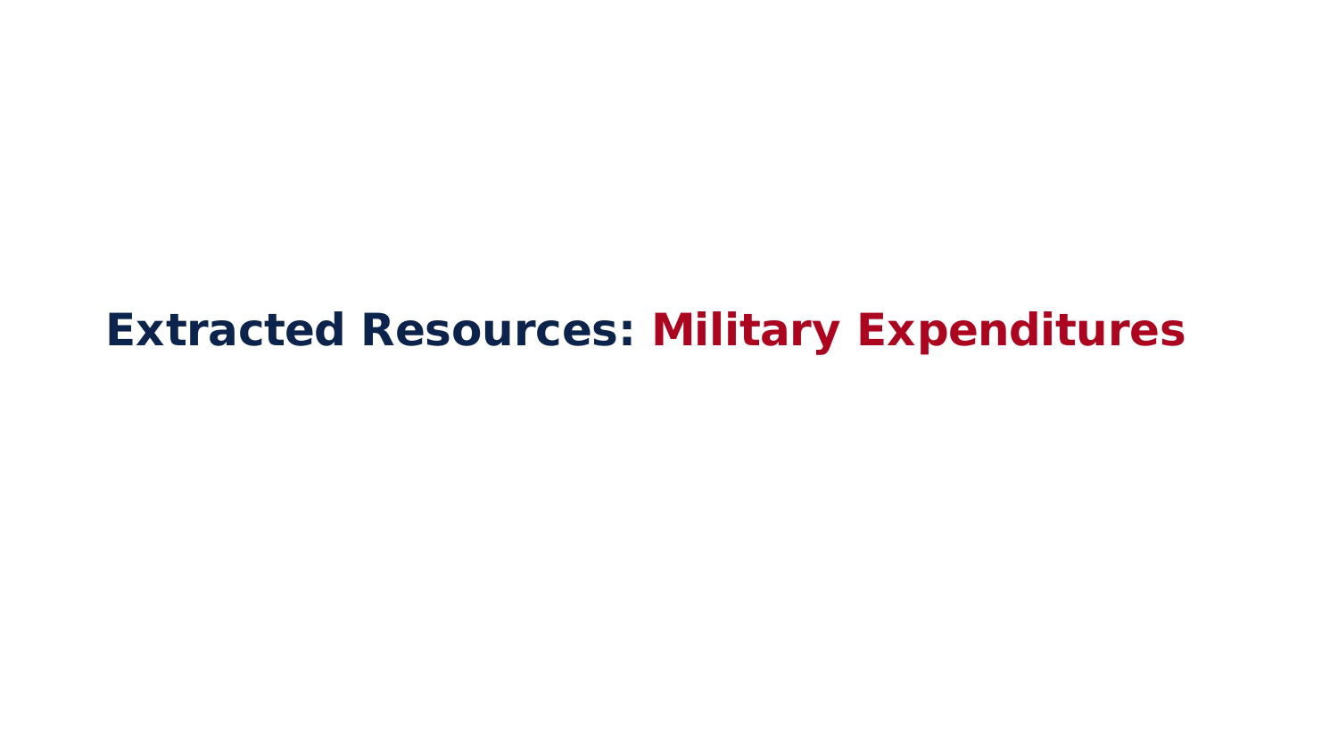# Extracted Resources: Military Expenditures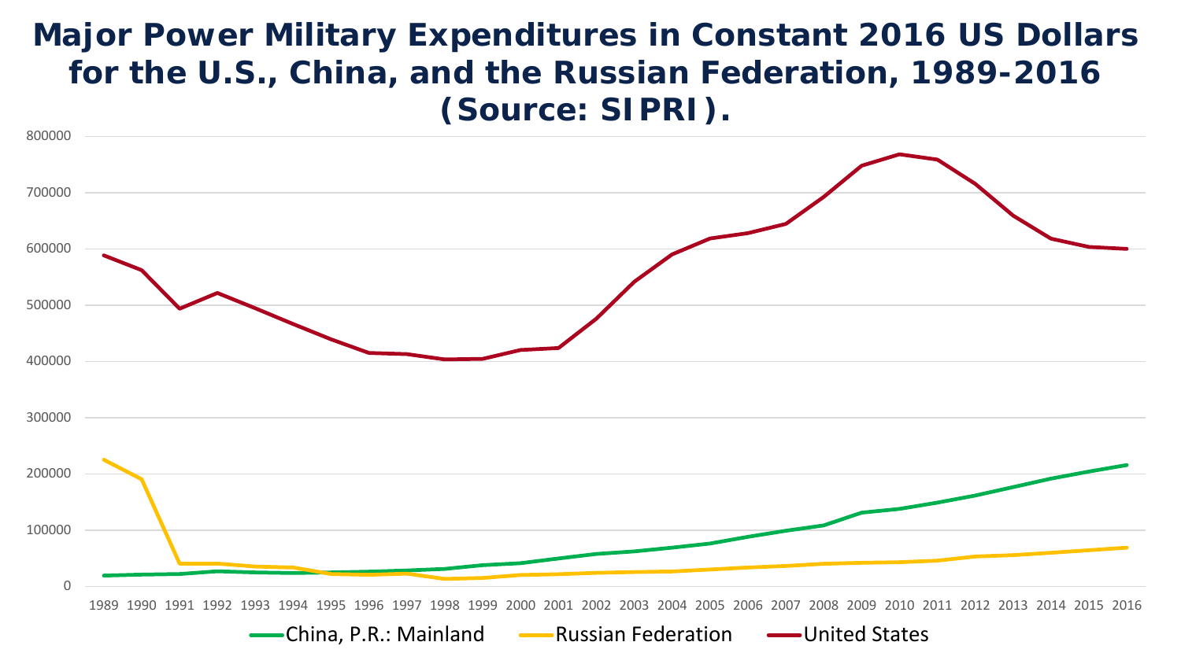# Major Power Military Expenditures in Constant 2016 US Dollars for the U.S., China, and the Russian Federation, 1989-2016 (Source: SIPRI).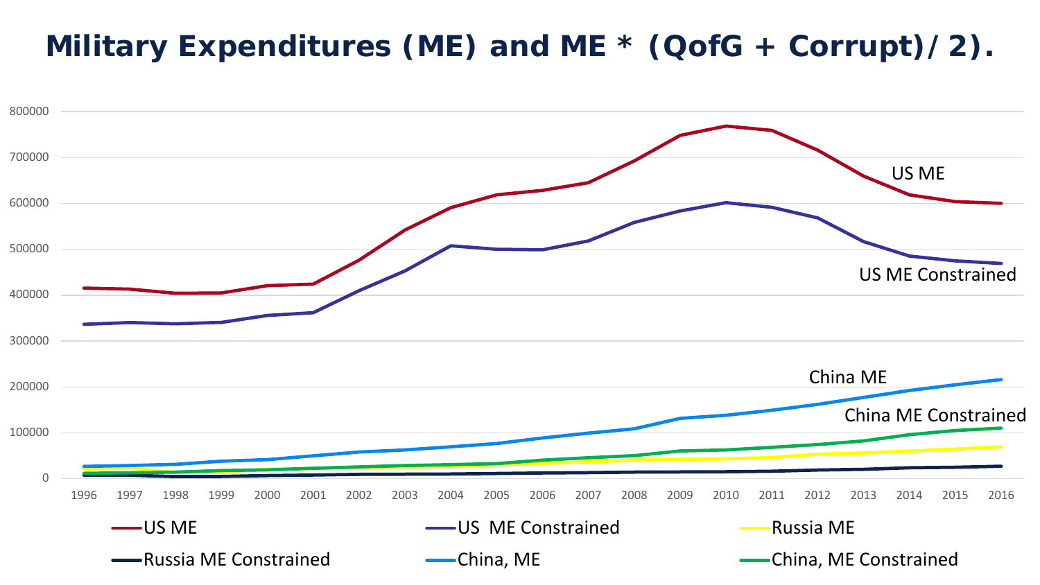# Military Expenditures (ME) and ME * (QofG + Corrupt)/ 2).

800000
700000
600000
500000
400000
300000
200000
100000
0

1996 1997 1998 1999 2000 2001 2002 2003 2004 2005 2006 2007 2008 2009 2010 2011 2012 2013 2014 2015 2016

US ME

US ME Constrained

China ME

China ME Constrained

US ME — US ME Constrained — Russia ME — Russia ME Constrained — China, ME — China, ME Constrained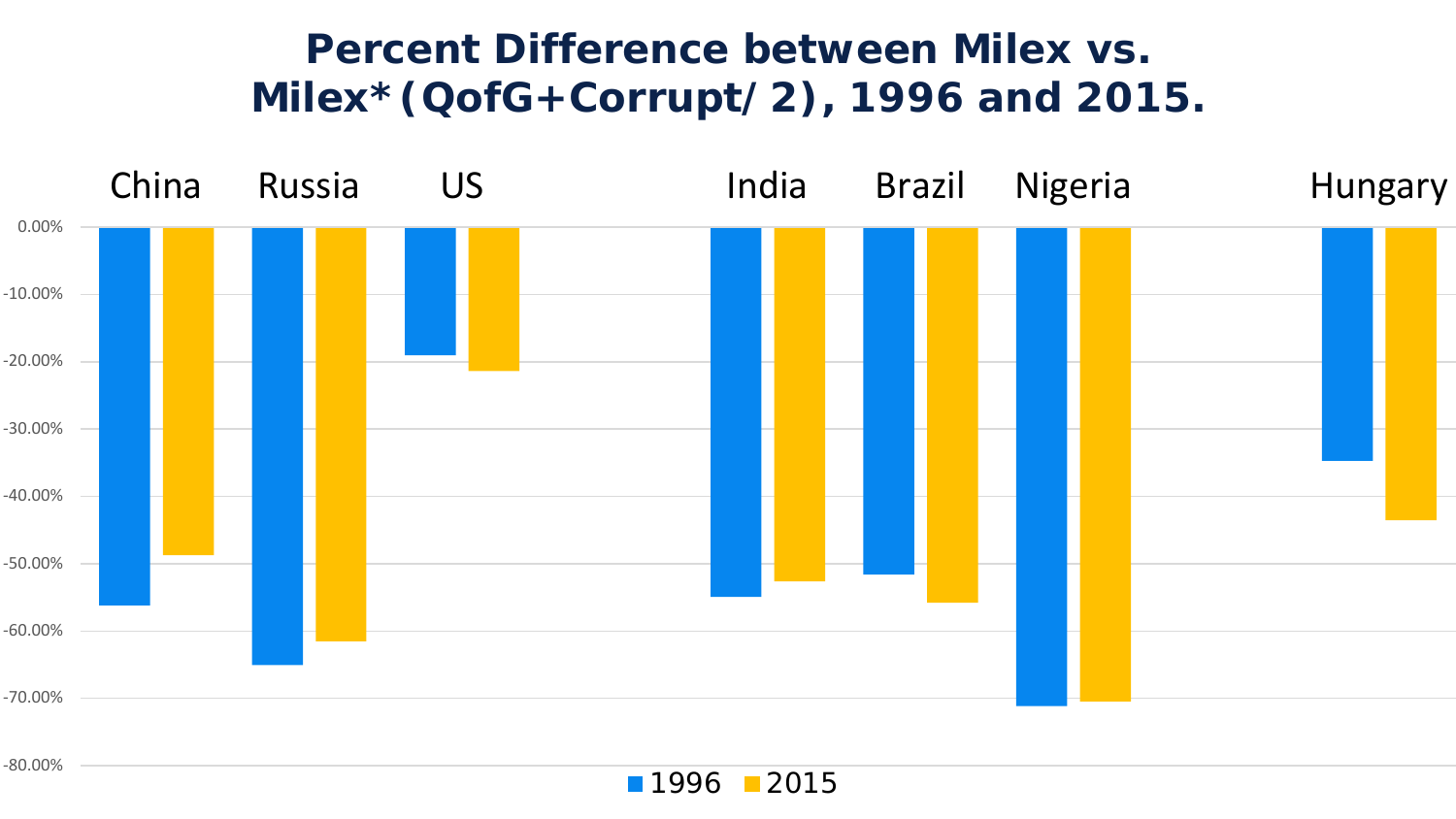# Percent Difference between Milex vs. Milex* (QofG+Corrupt/ 2), 1996 and 2015.

China Russia US India Brazil Nigeria Hungary

0.00%
-10.00%
-20.00%
-30.00%
-40.00%
-50.00%
-60.00%
-70.00%
-80.00%

1996 2015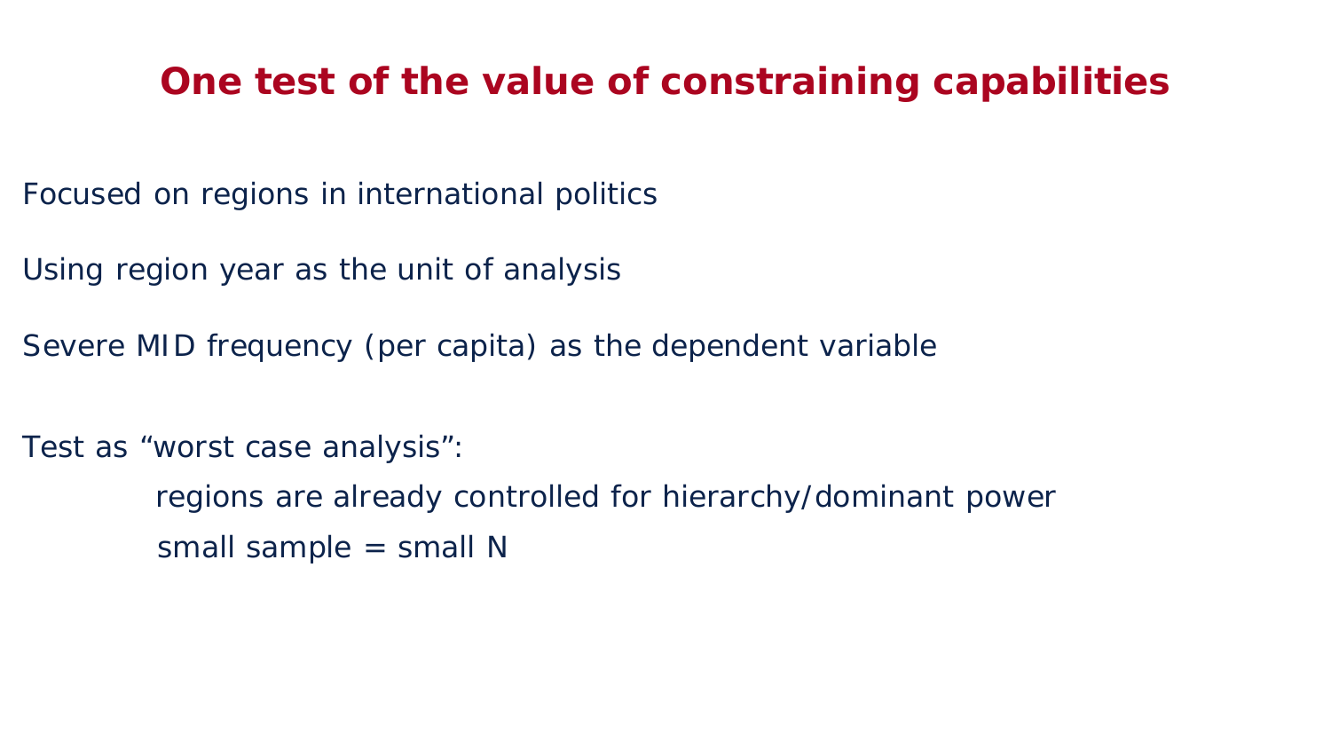# One test of the value of constraining capabilities

Focused on regions in international politics

Using region year as the unit of analysis

Severe MID frequency (per capita) as the dependent variable

Test as “worst case analysis”:

- regions are already controlled for hierarchy/dominant power
- small sample = small N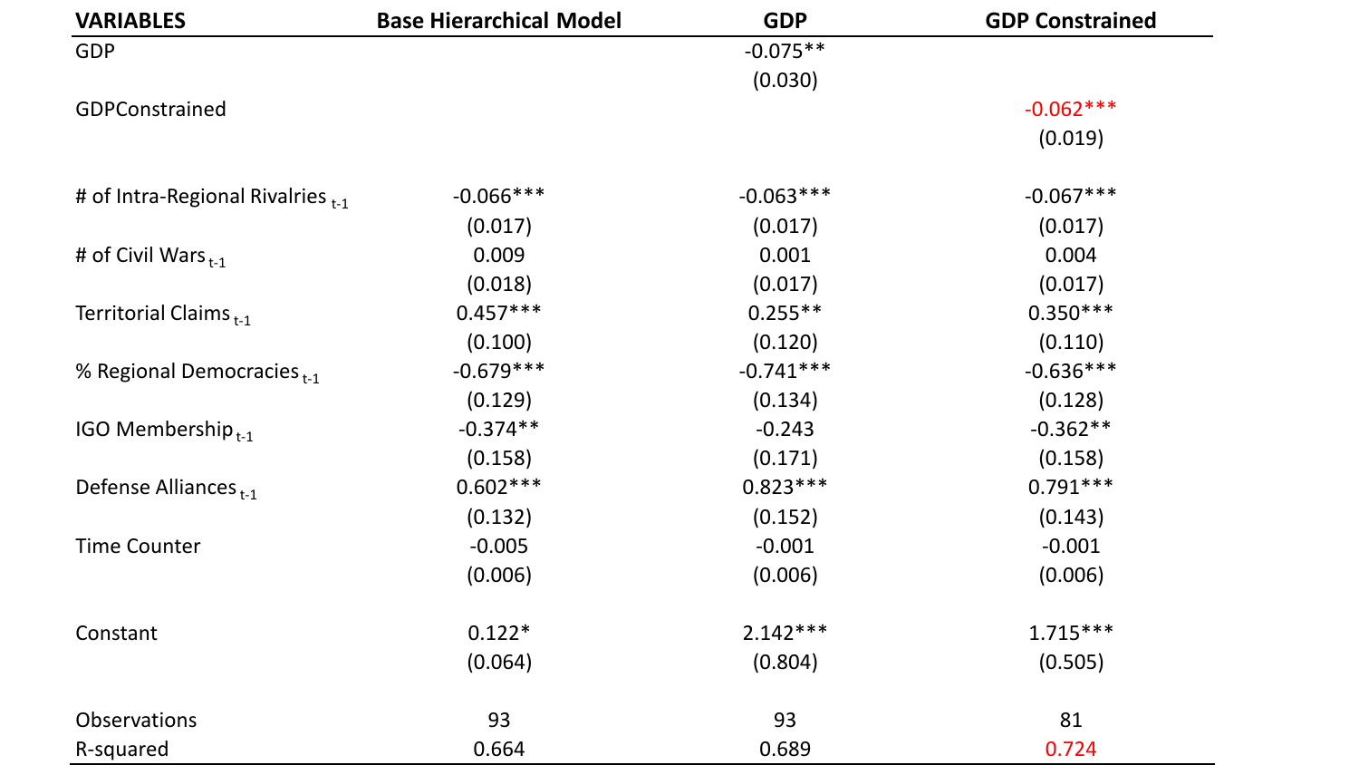| VARIABLES | Base Hierarchical Model | GDP | GDP Constrained |
|---|---|---|---|
| GDP | | -0.075** | |
| | | (0.030) | |
| GDPConstrained | | | -0.062*** |
| | | | (0.019) |
| # of Intra-Regional Rivalries $_{t-1}$ | -0.066*** | -0.063*** | -0.067*** |
| | (0.017) | (0.017) | (0.017) |
| # of Civil Wars $_{t-1}$ | 0.009 | 0.001 | 0.004 |
| | (0.018) | (0.017) | (0.017) |
| Territorial Claims $_{t-1}$ | 0.457*** | 0.255** | 0.350*** |
| | (0.100) | (0.120) | (0.110) |
| % Regional Democracies $_{t-1}$ | -0.679*** | -0.741*** | -0.636*** |
| | (0.129) | (0.134) | (0.128) |
| IGO Membership $_{t-1}$ | -0.374** | -0.243 | -0.362** |
| | (0.158) | (0.171) | (0.158) |
| Defense Alliances $_{t-1}$ | 0.602*** | 0.823*** | 0.791*** |
| | (0.132) | (0.152) | (0.143) |
| Time Counter | -0.005 | -0.001 | -0.001 |
| | (0.006) | (0.006) | (0.006) |
| Constant | 0.122* | 2.142*** | 1.715*** |
| | (0.064) | (0.804) | (0.505) |
| Observations | 93 | 93 | 81 |
| R-squared | 0.664 | 0.689 | 0.724 |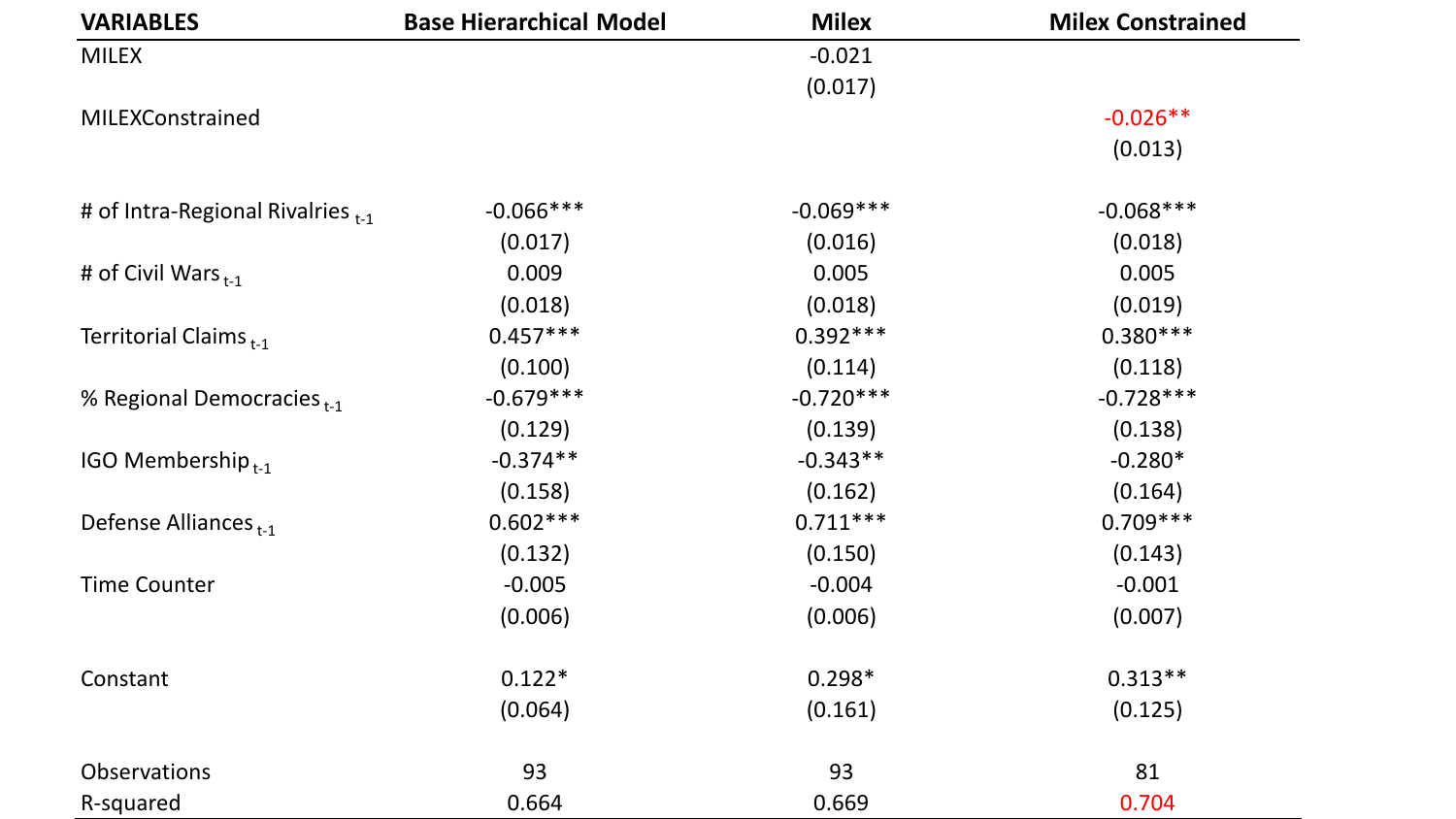| VARIABLES | Base Hierarchical Model | Milex | Milex Constrained |
|---|---|---|---|
| MILEX | | -0.021 | |
| | | (0.017) | |
| MILEXConstrained | | | -0.026** |
| | | | (0.013) |
| # of Intra-Regional Rivalries $_{t-1}$ | -0.066*** | -0.069*** | -0.068*** |
| | (0.017) | (0.016) | (0.018) |
| # of Civil Wars $_{t-1}$ | 0.009 | 0.005 | 0.005 |
| | (0.018) | (0.018) | (0.019) |
| Territorial Claims $_{t-1}$ | 0.457*** | 0.392*** | 0.380*** |
| | (0.100) | (0.114) | (0.118) |
| % Regional Democracies $_{t-1}$ | -0.679*** | -0.720*** | -0.728*** |
| | (0.129) | (0.139) | (0.138) |
| IGO Membership $_{t-1}$ | -0.374** | -0.343** | -0.280* |
| | (0.158) | (0.162) | (0.164) |
| Defense Alliances $_{t-1}$ | 0.602*** | 0.711*** | 0.709*** |
| | (0.132) | (0.150) | (0.143) |
| Time Counter | -0.005 | -0.004 | -0.001 |
| | (0.006) | (0.006) | (0.007) |
| Constant | 0.122* | 0.298* | 0.313** |
| | (0.064) | (0.161) | (0.125) |
| Observations | 93 | 93 | 81 |
| R-squared | 0.664 | 0.669 | 0.704 |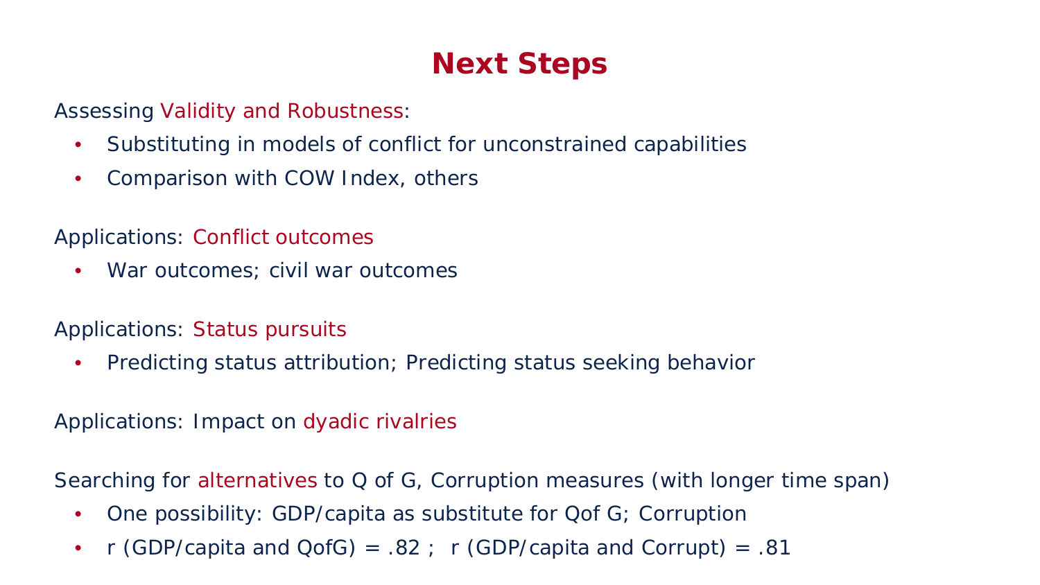# Next Steps

Assessing Validity and Robustness:

- Substituting in models of conflict for unconstrained capabilities
- Comparison with COW Index, others

Applications: Conflict outcomes

- War outcomes; civil war outcomes

Applications: Status pursuits

- Predicting status attribution; Predicting status seeking behavior

Applications: Impact on dyadic rivalries

Searching for alternatives to Q of G, Corruption measures (with longer time span)

- One possibility: GDP/capita as substitute for Qof G; Corruption
- r (GDP/capita and QofG) = .82 ;  r (GDP/capita and Corrupt) = .81